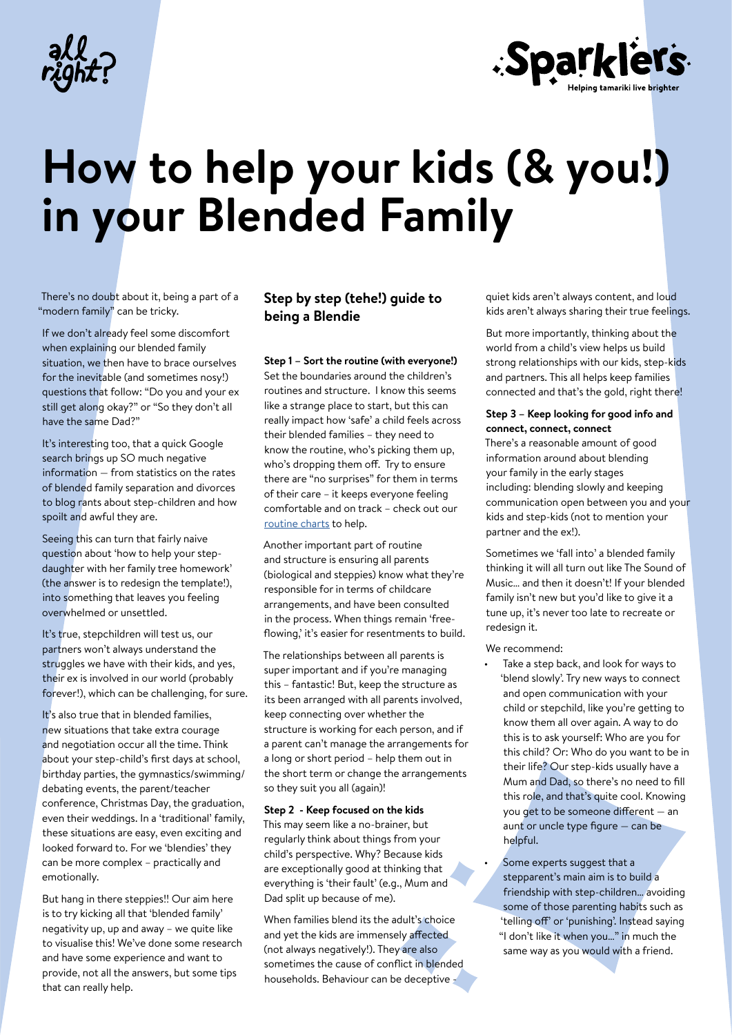# How to help your kids (& you!) in your Blended Family

There's no doubt about it, being a part of a "modern family" can be tricky.

If we don't already feel some discomfort when explaining our blended family situation, we then have to brace ourselves for the inevitable (and sometimes nosy!) questions that follow: "Do you and your ex still get along okay?" or "So they don't all have the same Dad?"

It's interesting too, that a quick Google search brings up SO much negative information — from statistics on the rates of blended family separation and divorces to blog rants about step-children and how spoilt and awful they are.

Seeing this can turn that fairly naive question about 'how to help your step-daughter with her family tree homework' (the answer is to redesign the template!), into something that leaves you feeling overwhelmed or unsettled.

It's true, stepchildren will test us, our partners won't always understand the struggles we have with their kids, and yes, their ex is involved in our world (probably forever!), which can be challenging, for sure.

It's also true that in blended families, new situations that take extra courage and negotiation occur all the time. Think about your step-child's first days at school, birthday parties, the gymnastics/swimming/debating events, the parent/teacher conference, Christmas Day, the graduation, even their weddings. In a 'traditional' family, these situations are easy, even exciting and looked forward to. For we 'blendies' they can be more complex – practically and emotionally.

But hang in there steppies!! Our aim here is to try kicking all that 'blended family' negativity up, up and away – we quite like to visualise this! We've done some research and have some experience and want to provide, not all the answers, but some tips that can really help.

## Step by step (tehe!) guide to being a Blendie

**Step 1 – Sort the routine (with everyone!)**
Set the boundaries around the children's routines and structure. I know this seems like a strange place to start, but this can really impact how 'safe' a child feels across their blended families – they need to know the routine, who's picking them up, who's dropping them off. Try to ensure there are "no surprises" for them in terms of their care – it keeps everyone feeling comfortable and on track – check out our routine charts to help.

Another important part of routine and structure is ensuring all parents (biological and steppies) know what they're responsible for in terms of childcare arrangements, and have been consulted in the process. When things remain 'free-flowing,' it's easier for resentments to build.

The relationships between all parents is super important and if you're managing this – fantastic! But, keep the structure as its been arranged with all parents involved, keep connecting over whether the structure is working for each person, and if a parent can't manage the arrangements for a long or short period – help them out in the short term or change the arrangements so they suit you all (again)!

**Step 2 - Keep focused on the kids**
This may seem like a no-brainer, but regularly think about things from your child's perspective. Why? Because kids are exceptionally good at thinking that everything is 'their fault' (e.g., Mum and Dad split up because of me).

When families blend its the adult's choice and yet the kids are immensely affected (not always negatively!). They are also sometimes the cause of conflict in blended households. Behaviour can be deceptive – quiet kids aren't always content, and loud kids aren't always sharing their true feelings.

But more importantly, thinking about the world from a child's view helps us build strong relationships with our kids, step-kids and partners. This all helps keep families connected and that's the gold, right there!

**Step 3 – Keep looking for good info and connect, connect, connect**
There's a reasonable amount of good information around about blending your family in the early stages including: blending slowly and keeping communication open between you and your kids and step-kids (not to mention your partner and the ex!).

Sometimes we 'fall into' a blended family thinking it will all turn out like The Sound of Music... and then it doesn't! If your blended family isn't new but you'd like to give it a tune up, it's never too late to recreate or redesign it.

We recommend:

- Take a step back, and look for ways to 'blend slowly'. Try new ways to connect and open communication with your child or stepchild, like you're getting to know them all over again. A way to do this is to ask yourself: Who are you for this child? Or: Who do you want to be in their life? Our step-kids usually have a Mum and Dad, so there's no need to fill this role, and that's quite cool. Knowing you get to be someone different — an aunt or uncle type figure — can be helpful.
- Some experts suggest that a stepparent's main aim is to build a friendship with step-children... avoiding some of those parenting habits such as 'telling off' or 'punishing'. Instead saying "I don't like it when you..." in much the same way as you would with a friend.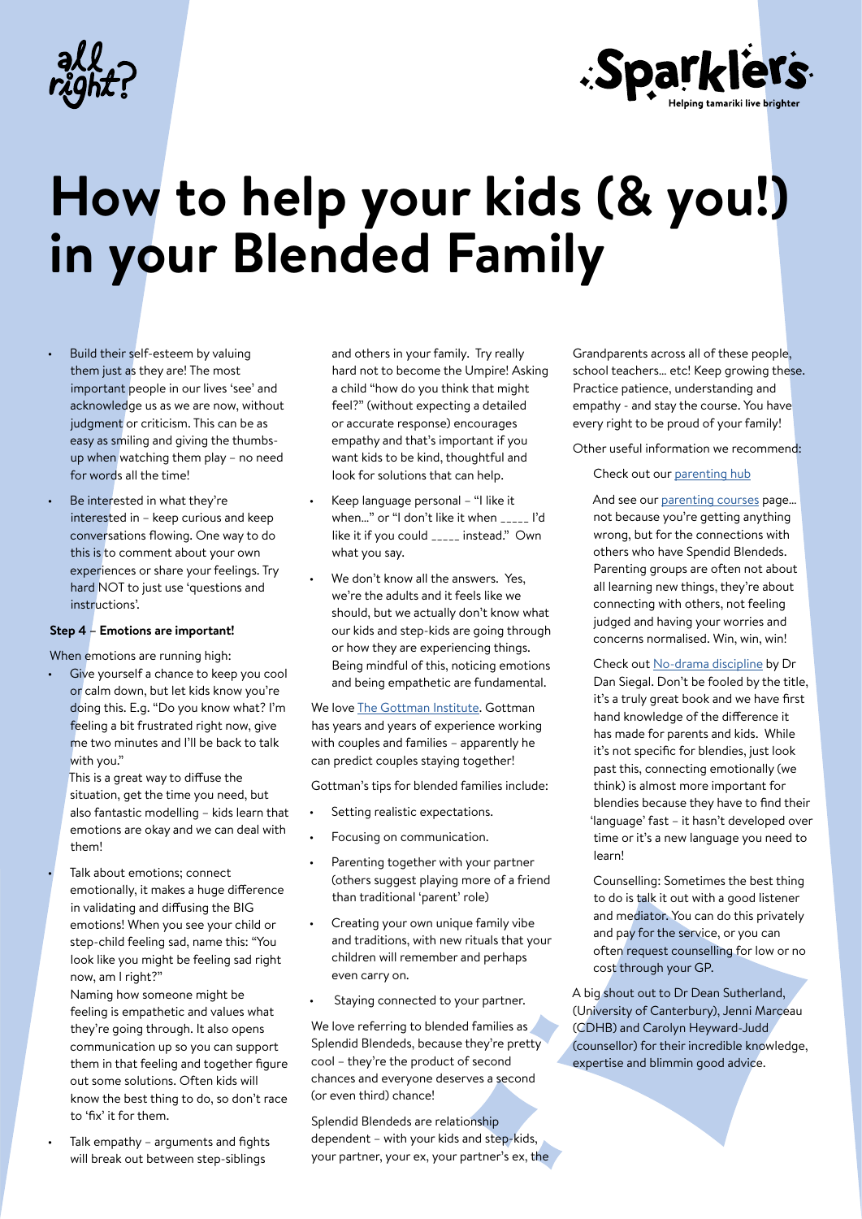# How to help your kids (& you!) in your Blended Family

- Build their self-esteem by valuing them just as they are! The most important people in our lives 'see' and acknowledge us as we are now, without judgment or criticism. This can be as easy as smiling and giving the thumbs-up when watching them play – no need for words all the time!
- Be interested in what they're interested in – keep curious and keep conversations flowing. One way to do this is to comment about your own experiences or share your feelings. Try hard NOT to just use 'questions and instructions'.

**Step 4 – Emotions are important!**

When emotions are running high:

- Give yourself a chance to keep you cool or calm down, but let kids know you're doing this. E.g. "Do you know what? I'm feeling a bit frustrated right now, give me two minutes and I'll be back to talk with you."

  This is a great way to diffuse the situation, get the time you need, but also fantastic modelling – kids learn that emotions are okay and we can deal with them!
- Talk about emotions; connect emotionally, it makes a huge difference in validating and diffusing the BIG emotions! When you see your child or step-child feeling sad, name this: "You look like you might be feeling sad right now, am I right?"

  Naming how someone might be feeling is empathetic and values what they're going through. It also opens communication up so you can support them in that feeling and together figure out some solutions. Often kids will know the best thing to do, so don't race to 'fix' it for them.
- Talk empathy – arguments and fights will break out between step-siblings and others in your family. Try really hard not to become the Umpire! Asking a child "how do you think that might feel?" (without expecting a detailed or accurate response) encourages empathy and that's important if you want kids to be kind, thoughtful and look for solutions that can help.
- Keep language personal – "I like it when..." or "I don't like it when _____ I'd like it if you could _____ instead." Own what you say.
- We don't know all the answers. Yes, we're the adults and it feels like we should, but we actually don't know what our kids and step-kids are going through or how they are experiencing things. Being mindful of this, noticing emotions and being empathetic are fundamental.

We love The Gottman Institute. Gottman has years and years of experience working with couples and families – apparently he can predict couples staying together!

Gottman's tips for blended families include:

- Setting realistic expectations.
- Focusing on communication.
- Parenting together with your partner (others suggest playing more of a friend than traditional 'parent' role)
- Creating your own unique family vibe and traditions, with new rituals that your children will remember and perhaps even carry on.
- Staying connected to your partner.

We love referring to blended families as Splendid Blendeds, because they're pretty cool – they're the product of second chances and everyone deserves a second (or even third) chance!

Splendid Blendeds are relationship dependent – with your kids and step-kids, your partner, your ex, your partner's ex, the Grandparents across all of these people, school teachers... etc! Keep growing these. Practice patience, understanding and empathy - and stay the course. You have every right to be proud of your family!

Other useful information we recommend:

Check out our parenting hub

And see our parenting courses page... not because you're getting anything wrong, but for the connections with others who have Spendid Blendeds. Parenting groups are often not about all learning new things, they're about connecting with others, not feeling judged and having your worries and concerns normalised. Win, win, win!

Check out No-drama discipline by Dr Dan Siegal. Don't be fooled by the title, it's a truly great book and we have first hand knowledge of the difference it has made for parents and kids. While it's not specific for blendies, just look past this, connecting emotionally (we think) is almost more important for blendies because they have to find their 'language' fast – it hasn't developed over time or it's a new language you need to learn!

Counselling: Sometimes the best thing to do is talk it out with a good listener and mediator. You can do this privately and pay for the service, or you can often request counselling for low or no cost through your GP.

A big shout out to Dr Dean Sutherland, (University of Canterbury), Jenni Marceau (CDHB) and Carolyn Heyward-Judd (counsellor) for their incredible knowledge, expertise and blimmin good advice.